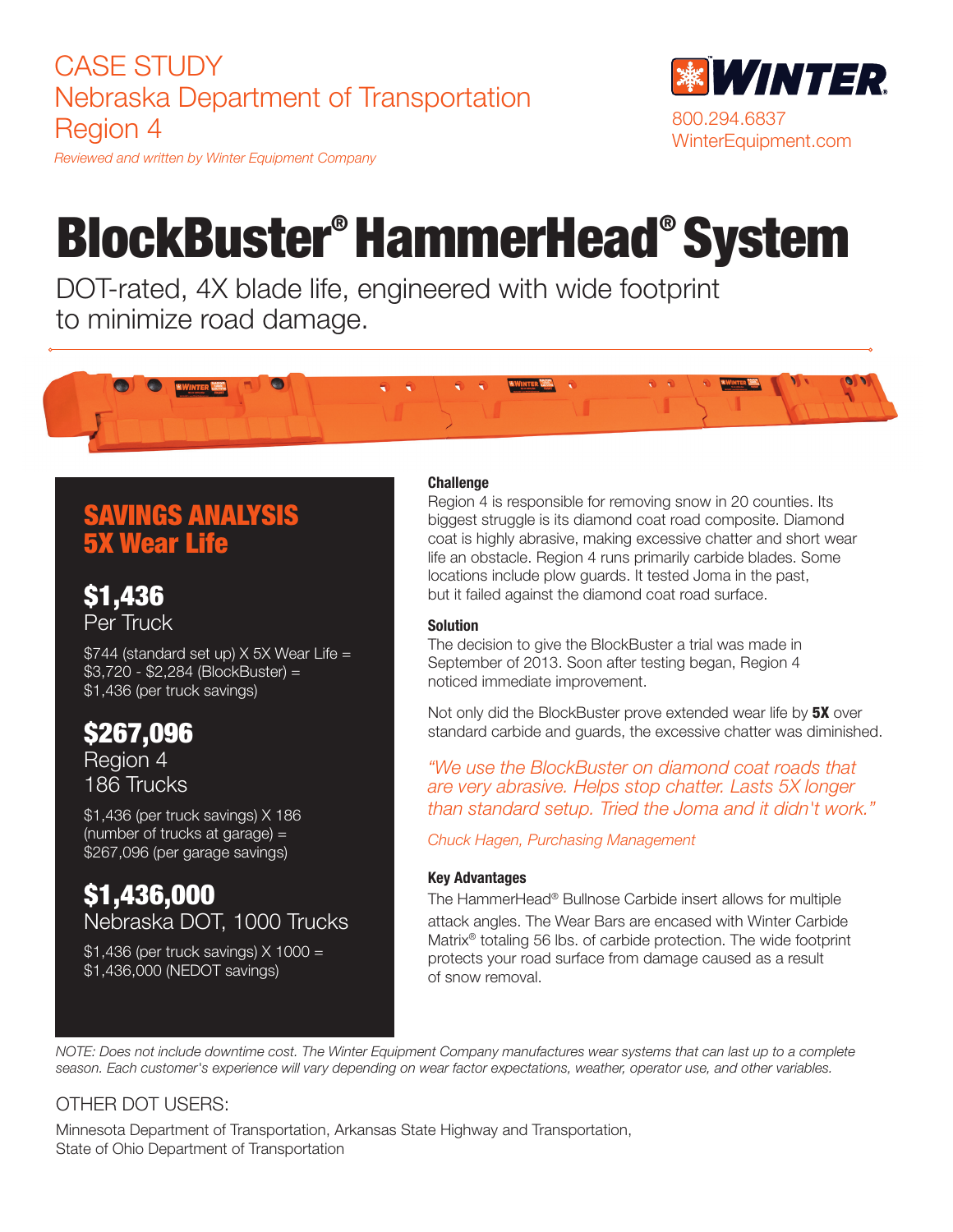CASE STUDY
Nebraska Department of Transportation
Region 4

*Reviewed and written by Winter Equipment Company*

WINTER
800.294.6837
WinterEquipment.com

# BlockBuster® HammerHead® System

DOT-rated, 4X blade life, engineered with wide footprint to minimize road damage.

## SAVINGS ANALYSIS 5X Wear Life

### $1,436
Per Truck

$744 (standard set up) X 5X Wear Life = $3,720 - $2,284 (BlockBuster) = $1,436 (per truck savings)

### $267,096
Region 4
186 Trucks

$1,436 (per truck savings) X 186 (number of trucks at garage) = $267,096 (per garage savings)

### $1,436,000
Nebraska DOT, 1000 Trucks

$1,436 (per truck savings) X 1000 = $1,436,000 (NEDOT savings)

**Challenge**

Region 4 is responsible for removing snow in 20 counties. Its biggest struggle is its diamond coat road composite. Diamond coat is highly abrasive, making excessive chatter and short wear life an obstacle. Region 4 runs primarily carbide blades. Some locations include plow guards. It tested Joma in the past, but it failed against the diamond coat road surface.

**Solution**

The decision to give the BlockBuster a trial was made in September of 2013. Soon after testing began, Region 4 noticed immediate improvement.

Not only did the BlockBuster prove extended wear life by **5X** over standard carbide and guards, the excessive chatter was diminished.

*"We use the BlockBuster on diamond coat roads that are very abrasive. Helps stop chatter. Lasts 5X longer than standard setup. Tried the Joma and it didn't work."*

*Chuck Hagen, Purchasing Management*

**Key Advantages**

The HammerHead® Bullnose Carbide insert allows for multiple attack angles. The Wear Bars are encased with Winter Carbide Matrix® totaling 56 lbs. of carbide protection. The wide footprint protects your road surface from damage caused as a result of snow removal.

*NOTE: Does not include downtime cost. The Winter Equipment Company manufactures wear systems that can last up to a complete season. Each customer's experience will vary depending on wear factor expectations, weather, operator use, and other variables.*

OTHER DOT USERS:

Minnesota Department of Transportation, Arkansas State Highway and Transportation, State of Ohio Department of Transportation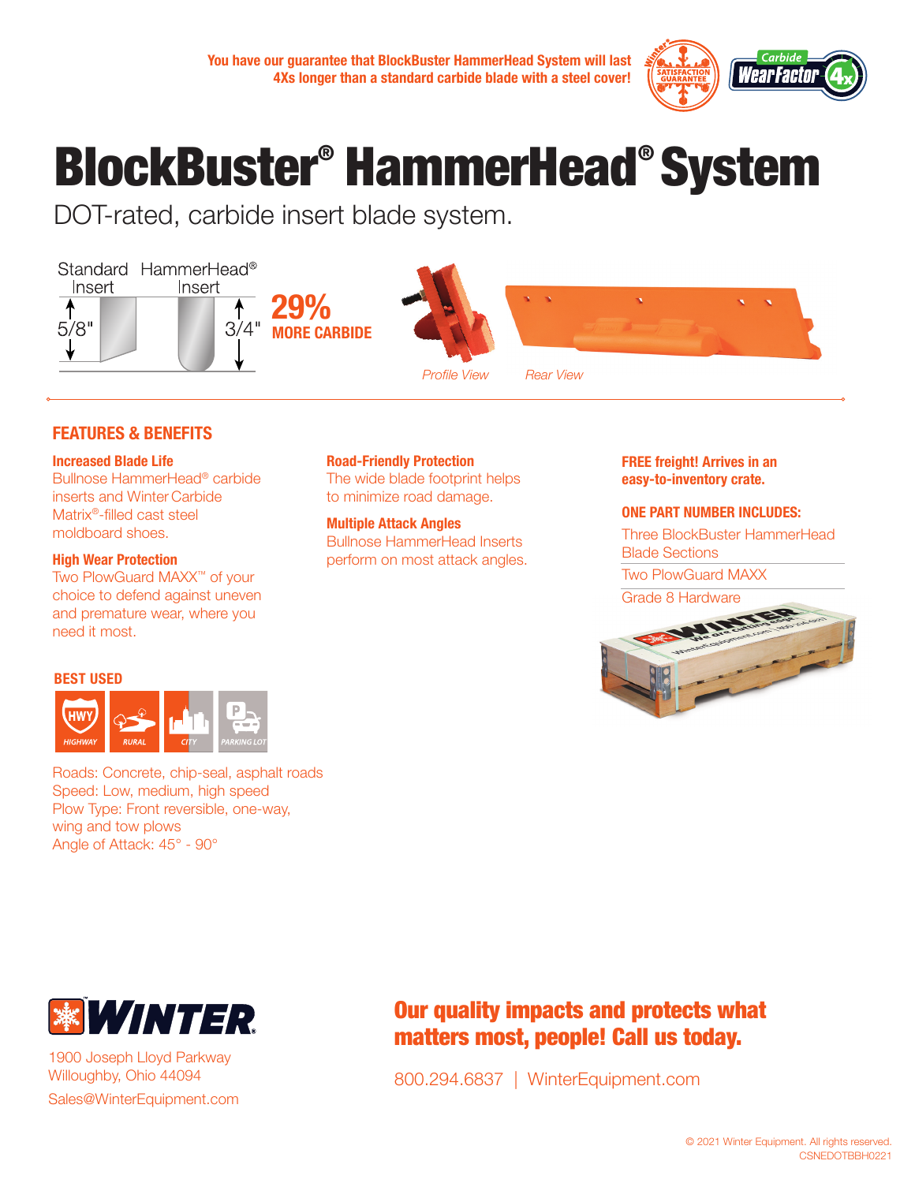You have our guarantee that BlockBuster HammerHead System will last 4Xs longer than a standard carbide blade with a steel cover!

# BlockBuster® HammerHead® System

DOT-rated, carbide insert blade system.

Standard Insert 5/8"

HammerHead® Insert 3/4"

**29% MORE CARBIDE**

*Profile View*  *Rear View*

## FEATURES & BENEFITS

**Increased Blade Life**
Bullnose HammerHead® carbide inserts and Winter Carbide Matrix®-filled cast steel moldboard shoes.

**High Wear Protection**
Two PlowGuard MAXX™ of your choice to defend against uneven and premature wear, where you need it most.

**Road-Friendly Protection**
The wide blade footprint helps to minimize road damage.

**Multiple Attack Angles**
Bullnose HammerHead Inserts perform on most attack angles.

**FREE freight! Arrives in an easy-to-inventory crate.**

**ONE PART NUMBER INCLUDES:**

- Three BlockBuster HammerHead Blade Sections
- Two PlowGuard MAXX
- Grade 8 Hardware

**BEST USED**

HIGHWAY | RURAL | CITY | PARKING LOT

Roads: Concrete, chip-seal, asphalt roads
Speed: Low, medium, high speed
Plow Type: Front reversible, one-way, wing and tow plows
Angle of Attack: 45° - 90°

WINTER
1900 Joseph Lloyd Parkway
Willoughby, Ohio 44094
Sales@WinterEquipment.com

**Our quality impacts and protects what matters most, people! Call us today.**

800.294.6837 | WinterEquipment.com

© 2021 Winter Equipment. All rights reserved.
CSNEDOTBBH0221